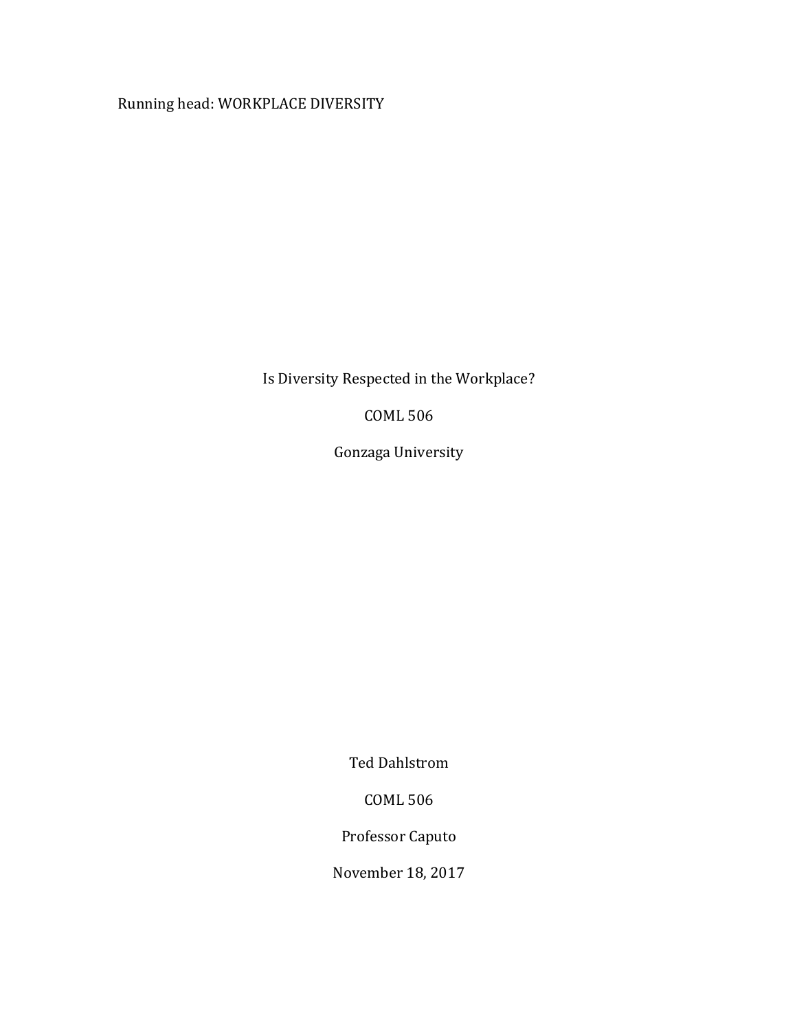Running head: WORKPLACE DIVERSITY

# Is Diversity Respected in the Workplace?

COML 506

Gonzaga University

Ted Dahlstrom

COML 506

Professor Caputo

November 18, 2017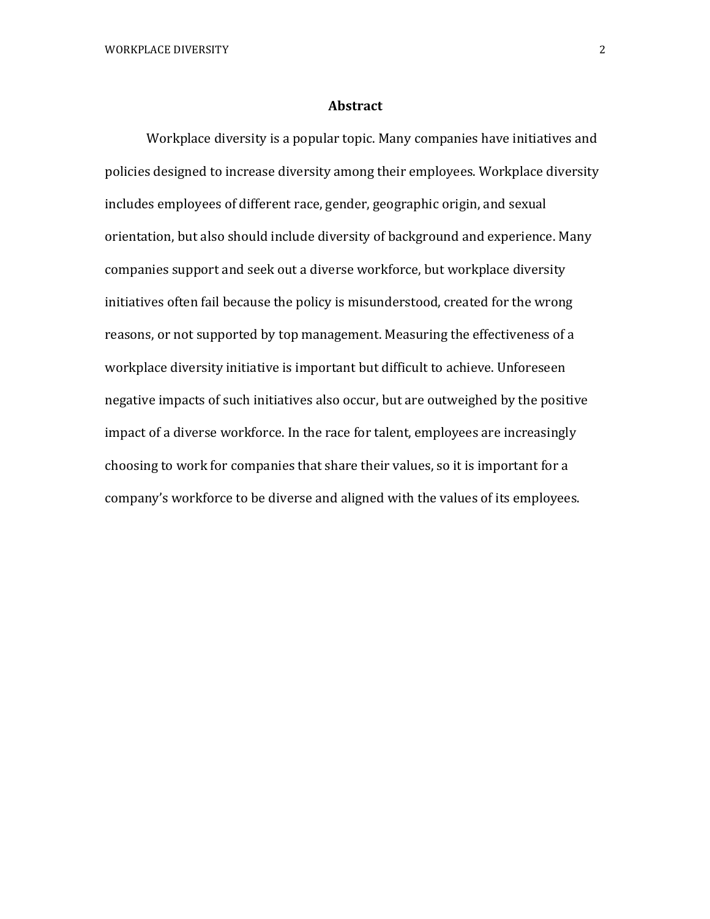## Abstract

Workplace diversity is a popular topic. Many companies have initiatives and policies designed to increase diversity among their employees. Workplace diversity includes employees of different race, gender, geographic origin, and sexual orientation, but also should include diversity of background and experience. Many companies support and seek out a diverse workforce, but workplace diversity initiatives often fail because the policy is misunderstood, created for the wrong reasons, or not supported by top management. Measuring the effectiveness of a workplace diversity initiative is important but difficult to achieve. Unforeseen negative impacts of such initiatives also occur, but are outweighed by the positive impact of a diverse workforce. In the race for talent, employees are increasingly choosing to work for companies that share their values, so it is important for a company's workforce to be diverse and aligned with the values of its employees.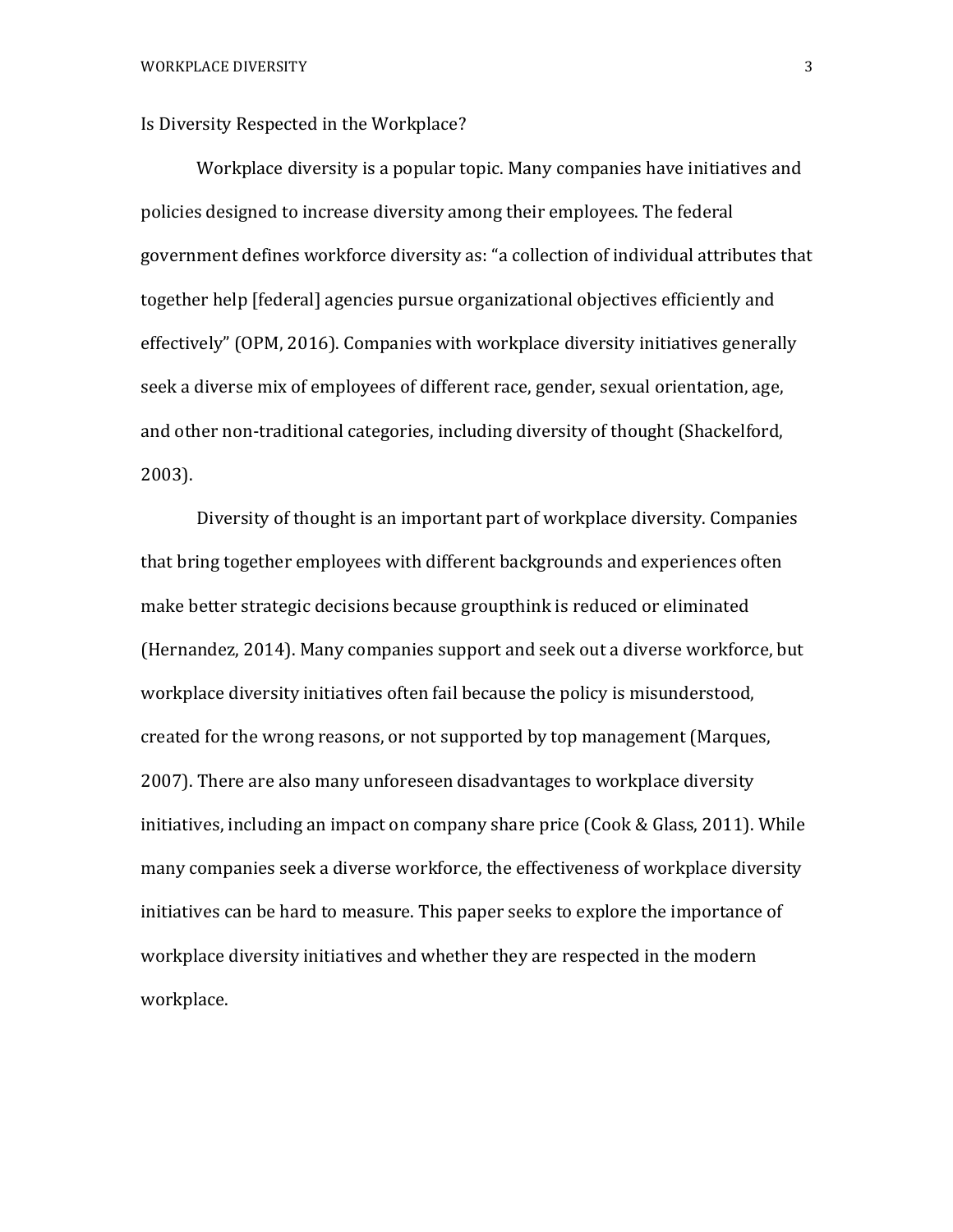# Is Diversity Respected in the Workplace?

Workplace diversity is a popular topic. Many companies have initiatives and policies designed to increase diversity among their employees. The federal government defines workforce diversity as: "a collection of individual attributes that together help [federal] agencies pursue organizational objectives efficiently and effectively" (OPM, 2016). Companies with workplace diversity initiatives generally seek a diverse mix of employees of different race, gender, sexual orientation, age, and other non-traditional categories, including diversity of thought (Shackelford, 2003).

Diversity of thought is an important part of workplace diversity. Companies that bring together employees with different backgrounds and experiences often make better strategic decisions because groupthink is reduced or eliminated (Hernandez, 2014). Many companies support and seek out a diverse workforce, but workplace diversity initiatives often fail because the policy is misunderstood, created for the wrong reasons, or not supported by top management (Marques, 2007). There are also many unforeseen disadvantages to workplace diversity initiatives, including an impact on company share price (Cook & Glass, 2011). While many companies seek a diverse workforce, the effectiveness of workplace diversity initiatives can be hard to measure. This paper seeks to explore the importance of workplace diversity initiatives and whether they are respected in the modern workplace.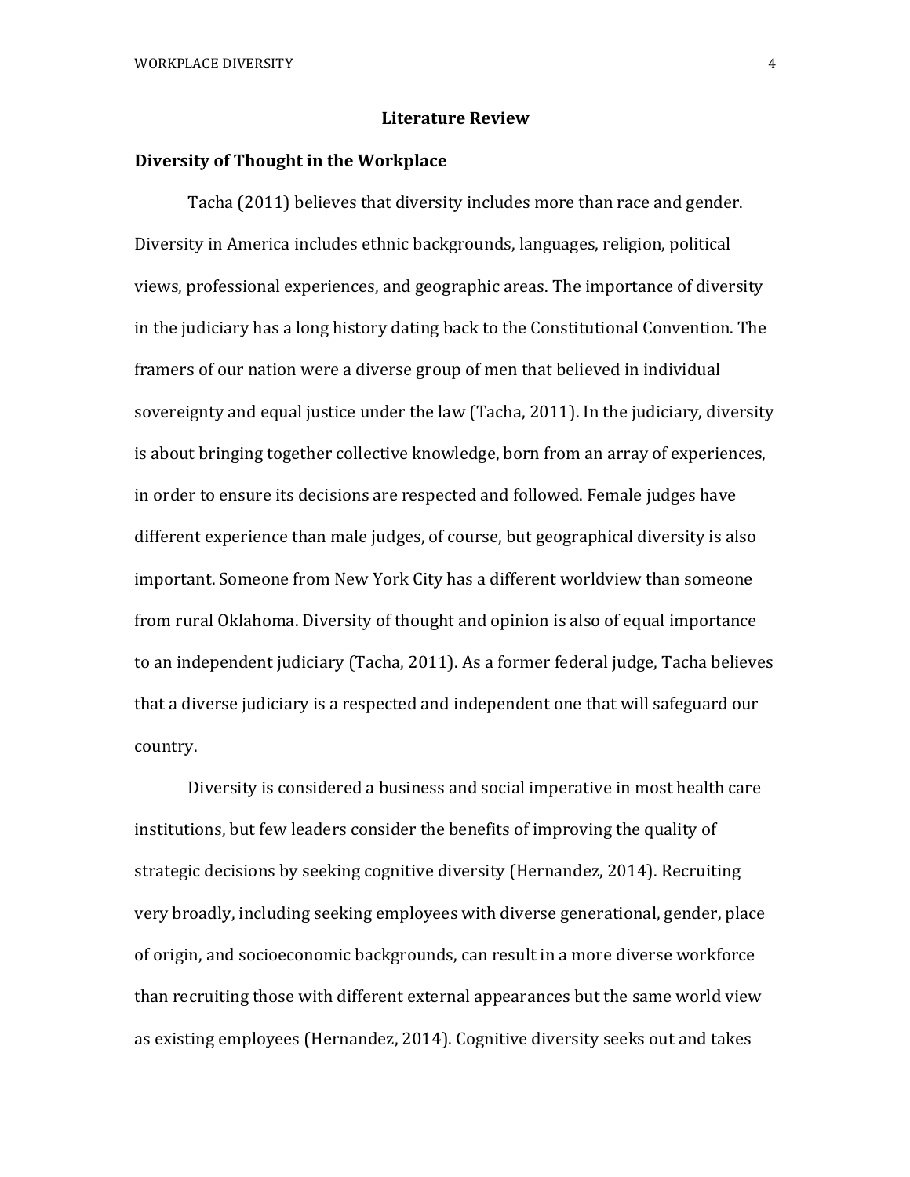# Literature Review

## Diversity of Thought in the Workplace

Tacha (2011) believes that diversity includes more than race and gender. Diversity in America includes ethnic backgrounds, languages, religion, political views, professional experiences, and geographic areas. The importance of diversity in the judiciary has a long history dating back to the Constitutional Convention. The framers of our nation were a diverse group of men that believed in individual sovereignty and equal justice under the law (Tacha, 2011). In the judiciary, diversity is about bringing together collective knowledge, born from an array of experiences, in order to ensure its decisions are respected and followed. Female judges have different experience than male judges, of course, but geographical diversity is also important. Someone from New York City has a different worldview than someone from rural Oklahoma. Diversity of thought and opinion is also of equal importance to an independent judiciary (Tacha, 2011). As a former federal judge, Tacha believes that a diverse judiciary is a respected and independent one that will safeguard our country.

Diversity is considered a business and social imperative in most health care institutions, but few leaders consider the benefits of improving the quality of strategic decisions by seeking cognitive diversity (Hernandez, 2014). Recruiting very broadly, including seeking employees with diverse generational, gender, place of origin, and socioeconomic backgrounds, can result in a more diverse workforce than recruiting those with different external appearances but the same world view as existing employees (Hernandez, 2014). Cognitive diversity seeks out and takes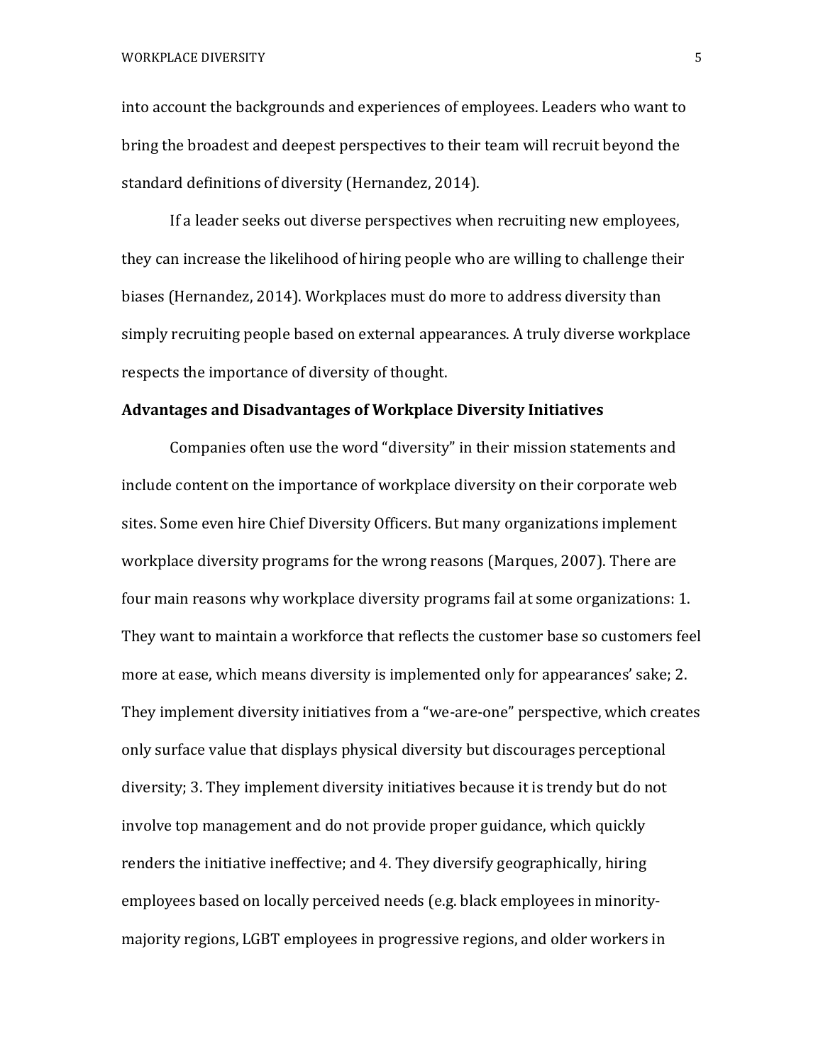into account the backgrounds and experiences of employees. Leaders who want to bring the broadest and deepest perspectives to their team will recruit beyond the standard definitions of diversity (Hernandez, 2014).

If a leader seeks out diverse perspectives when recruiting new employees, they can increase the likelihood of hiring people who are willing to challenge their biases (Hernandez, 2014). Workplaces must do more to address diversity than simply recruiting people based on external appearances. A truly diverse workplace respects the importance of diversity of thought.

**Advantages and Disadvantages of Workplace Diversity Initiatives**

Companies often use the word “diversity” in their mission statements and include content on the importance of workplace diversity on their corporate web sites. Some even hire Chief Diversity Officers. But many organizations implement workplace diversity programs for the wrong reasons (Marques, 2007). There are four main reasons why workplace diversity programs fail at some organizations: 1. They want to maintain a workforce that reflects the customer base so customers feel more at ease, which means diversity is implemented only for appearances’ sake; 2. They implement diversity initiatives from a “we-are-one” perspective, which creates only surface value that displays physical diversity but discourages perceptional diversity; 3. They implement diversity initiatives because it is trendy but do not involve top management and do not provide proper guidance, which quickly renders the initiative ineffective; and 4. They diversify geographically, hiring employees based on locally perceived needs (e.g. black employees in minority-majority regions, LGBT employees in progressive regions, and older workers in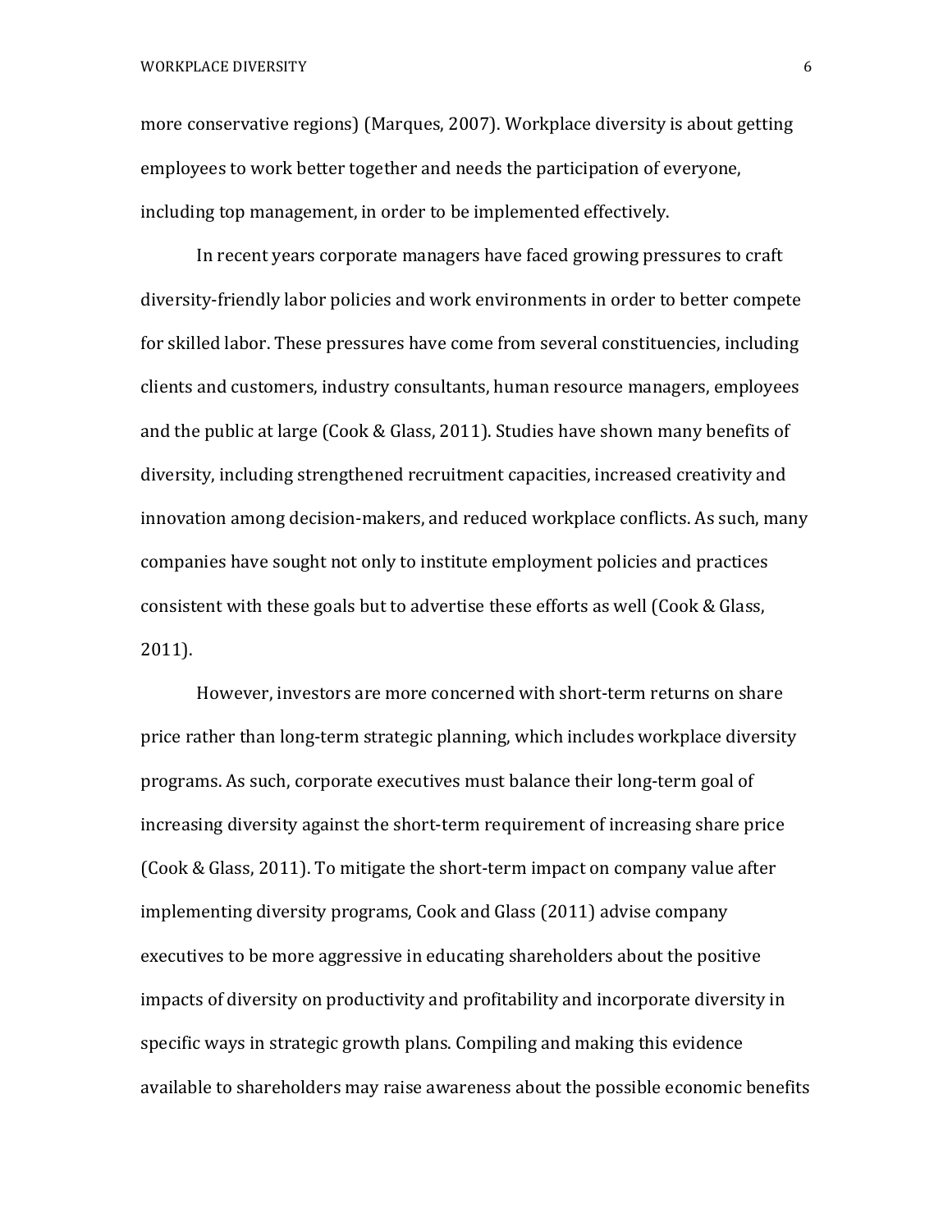more conservative regions) (Marques, 2007). Workplace diversity is about getting employees to work better together and needs the participation of everyone, including top management, in order to be implemented effectively.

In recent years corporate managers have faced growing pressures to craft diversity-friendly labor policies and work environments in order to better compete for skilled labor. These pressures have come from several constituencies, including clients and customers, industry consultants, human resource managers, employees and the public at large (Cook & Glass, 2011). Studies have shown many benefits of diversity, including strengthened recruitment capacities, increased creativity and innovation among decision-makers, and reduced workplace conflicts. As such, many companies have sought not only to institute employment policies and practices consistent with these goals but to advertise these efforts as well (Cook & Glass, 2011).

However, investors are more concerned with short-term returns on share price rather than long-term strategic planning, which includes workplace diversity programs. As such, corporate executives must balance their long-term goal of increasing diversity against the short-term requirement of increasing share price (Cook & Glass, 2011). To mitigate the short-term impact on company value after implementing diversity programs, Cook and Glass (2011) advise company executives to be more aggressive in educating shareholders about the positive impacts of diversity on productivity and profitability and incorporate diversity in specific ways in strategic growth plans. Compiling and making this evidence available to shareholders may raise awareness about the possible economic benefits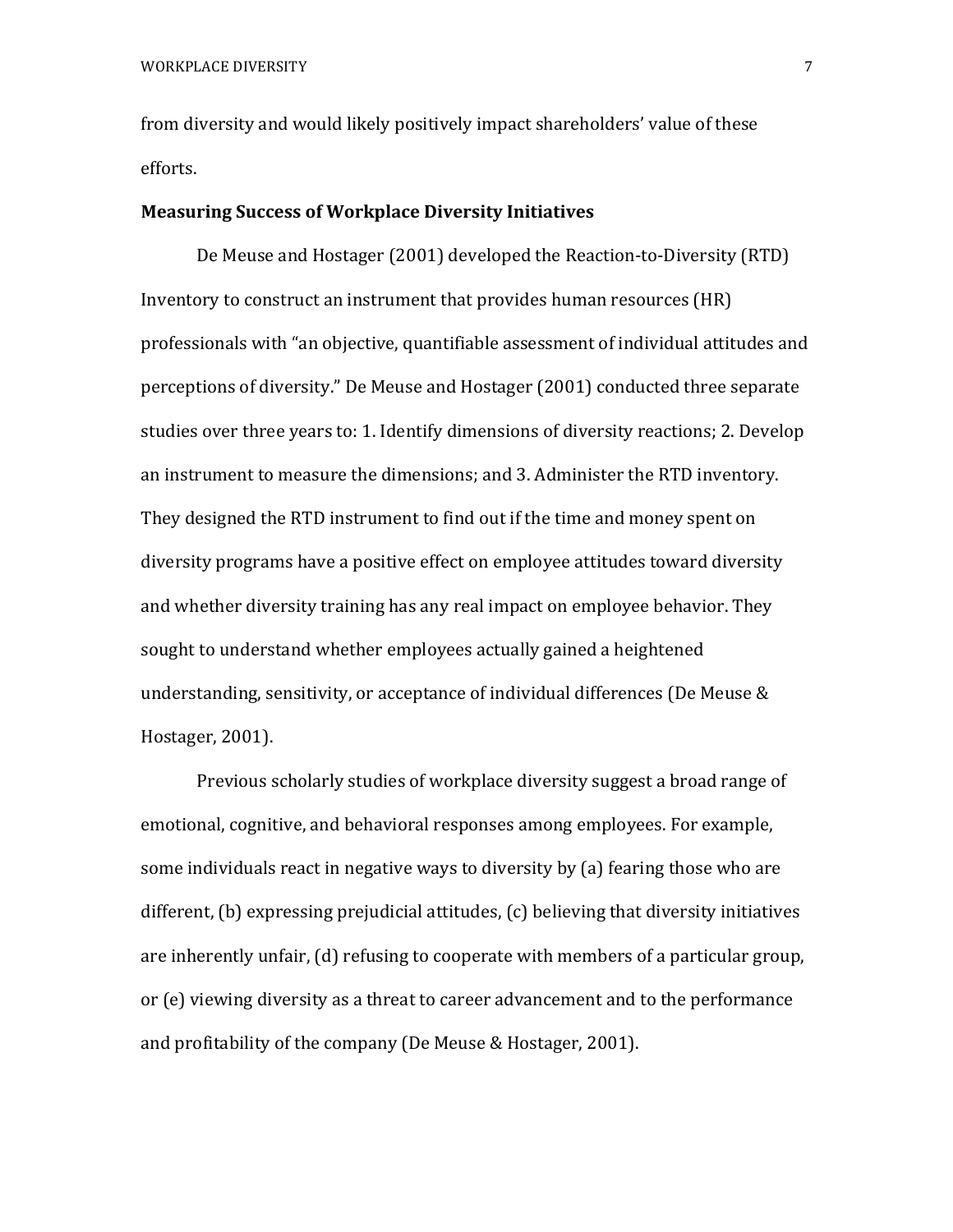from diversity and would likely positively impact shareholders' value of these efforts.

**Measuring Success of Workplace Diversity Initiatives**

De Meuse and Hostager (2001) developed the Reaction-to-Diversity (RTD) Inventory to construct an instrument that provides human resources (HR) professionals with "an objective, quantifiable assessment of individual attitudes and perceptions of diversity." De Meuse and Hostager (2001) conducted three separate studies over three years to: 1. Identify dimensions of diversity reactions; 2. Develop an instrument to measure the dimensions; and 3. Administer the RTD inventory. They designed the RTD instrument to find out if the time and money spent on diversity programs have a positive effect on employee attitudes toward diversity and whether diversity training has any real impact on employee behavior. They sought to understand whether employees actually gained a heightened understanding, sensitivity, or acceptance of individual differences (De Meuse & Hostager, 2001).

Previous scholarly studies of workplace diversity suggest a broad range of emotional, cognitive, and behavioral responses among employees. For example, some individuals react in negative ways to diversity by (a) fearing those who are different, (b) expressing prejudicial attitudes, (c) believing that diversity initiatives are inherently unfair, (d) refusing to cooperate with members of a particular group, or (e) viewing diversity as a threat to career advancement and to the performance and profitability of the company (De Meuse & Hostager, 2001).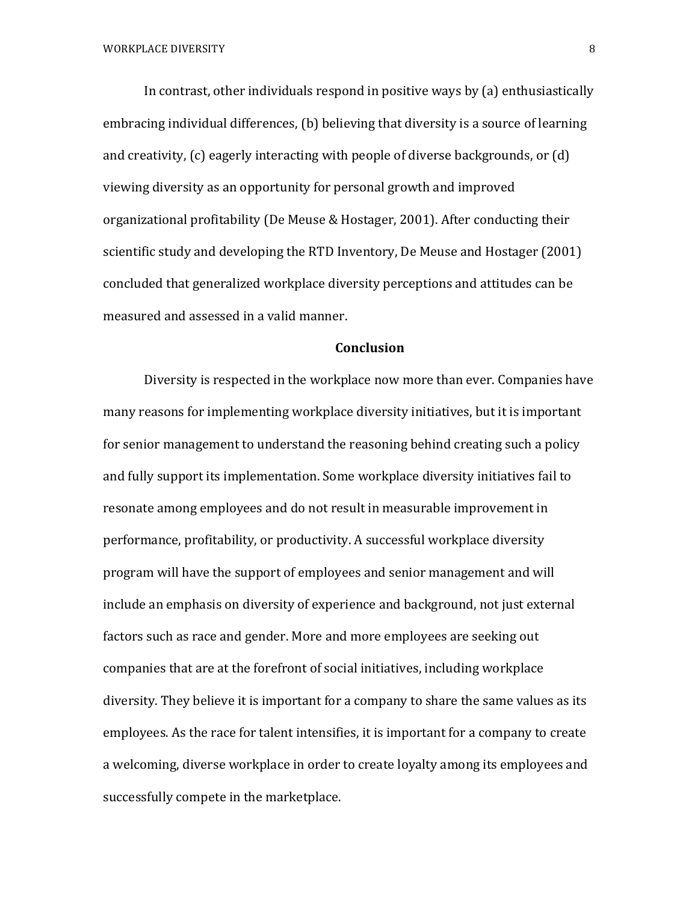In contrast, other individuals respond in positive ways by (a) enthusiastically embracing individual differences, (b) believing that diversity is a source of learning and creativity, (c) eagerly interacting with people of diverse backgrounds, or (d) viewing diversity as an opportunity for personal growth and improved organizational profitability (De Meuse & Hostager, 2001). After conducting their scientific study and developing the RTD Inventory, De Meuse and Hostager (2001) concluded that generalized workplace diversity perceptions and attitudes can be measured and assessed in a valid manner.

## Conclusion

Diversity is respected in the workplace now more than ever. Companies have many reasons for implementing workplace diversity initiatives, but it is important for senior management to understand the reasoning behind creating such a policy and fully support its implementation. Some workplace diversity initiatives fail to resonate among employees and do not result in measurable improvement in performance, profitability, or productivity. A successful workplace diversity program will have the support of employees and senior management and will include an emphasis on diversity of experience and background, not just external factors such as race and gender. More and more employees are seeking out companies that are at the forefront of social initiatives, including workplace diversity. They believe it is important for a company to share the same values as its employees. As the race for talent intensifies, it is important for a company to create a welcoming, diverse workplace in order to create loyalty among its employees and successfully compete in the marketplace.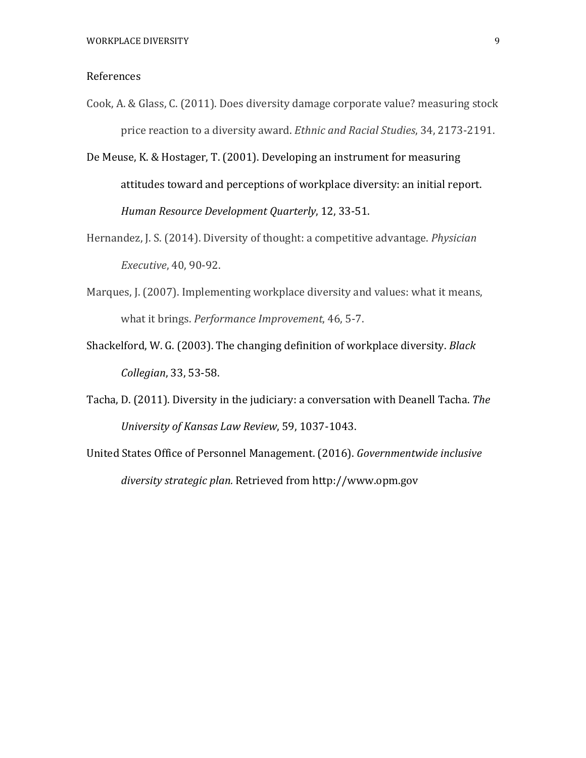# References

Cook, A. & Glass, C. (2011). Does diversity damage corporate value? measuring stock price reaction to a diversity award. *Ethnic and Racial Studies*, 34, 2173-2191.

De Meuse, K. & Hostager, T. (2001). Developing an instrument for measuring attitudes toward and perceptions of workplace diversity: an initial report. *Human Resource Development Quarterly*, 12, 33-51.

Hernandez, J. S. (2014). Diversity of thought: a competitive advantage. *Physician Executive*, 40, 90-92.

Marques, J. (2007). Implementing workplace diversity and values: what it means, what it brings. *Performance Improvement*, 46, 5-7.

Shackelford, W. G. (2003). The changing definition of workplace diversity. *Black Collegian*, 33, 53-58.

Tacha, D. (2011). Diversity in the judiciary: a conversation with Deanell Tacha. *The University of Kansas Law Review*, 59, 1037-1043.

United States Office of Personnel Management. (2016). *Governmentwide inclusive diversity strategic plan.* Retrieved from http://www.opm.gov